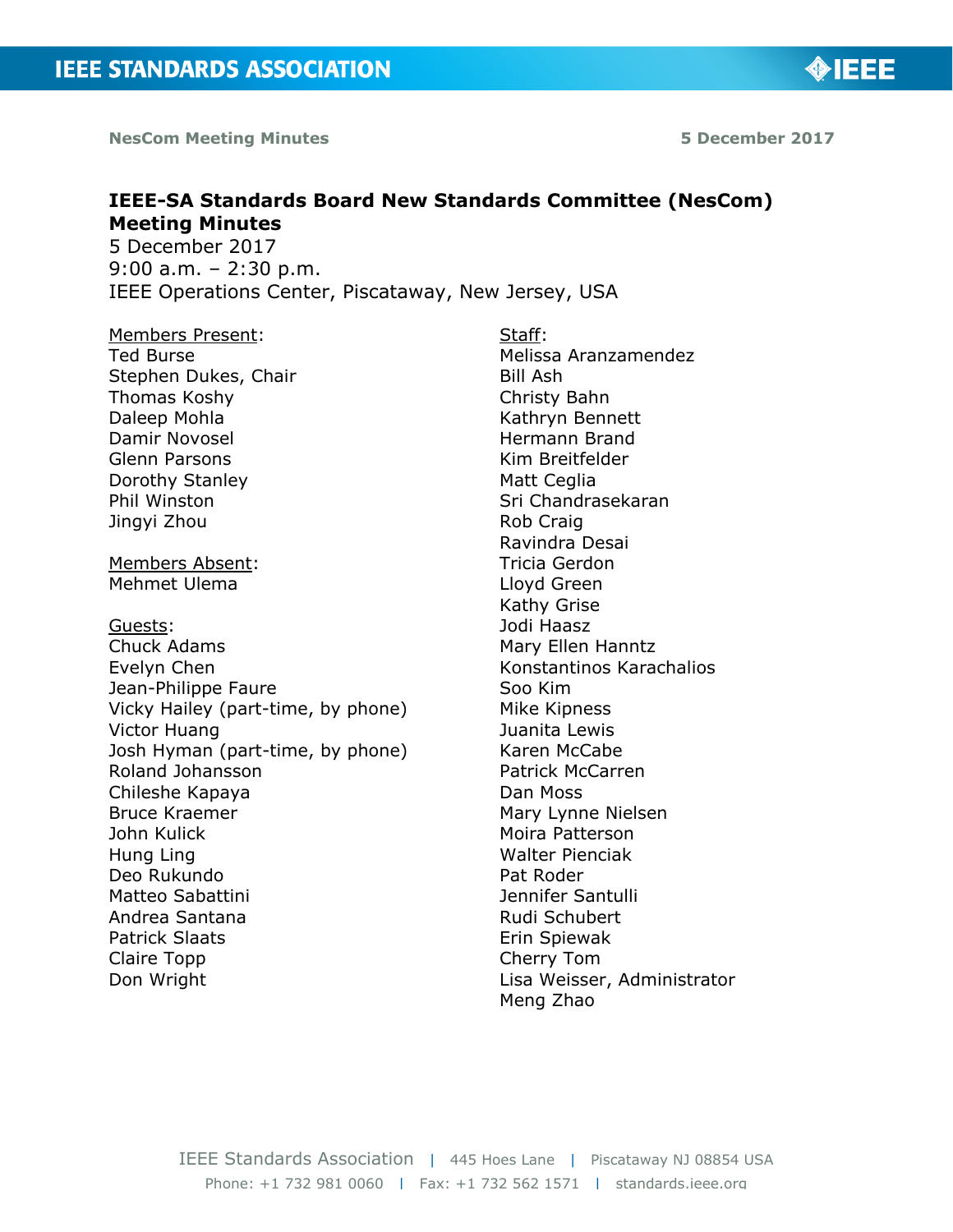# IEEE-SA Standards Board New Standards Committee (NesCom) Meeting Minutes

5 December 2017
9:00 a.m. – 2:30 p.m.
IEEE Operations Center, Piscataway, New Jersey, USA

Members Present:
Ted Burse
Stephen Dukes, Chair
Thomas Koshy
Daleep Mohla
Damir Novosel
Glenn Parsons
Dorothy Stanley
Phil Winston
Jingyi Zhou

Members Absent:
Mehmet Ulema

Guests:
Chuck Adams
Evelyn Chen
Jean-Philippe Faure
Vicky Hailey (part-time, by phone)
Victor Huang
Josh Hyman (part-time, by phone)
Roland Johansson
Chileshe Kapaya
Bruce Kraemer
John Kulick
Hung Ling
Deo Rukundo
Matteo Sabattini
Andrea Santana
Patrick Slaats
Claire Topp
Don Wright

Staff:
Melissa Aranzamendez
Bill Ash
Christy Bahn
Kathryn Bennett
Hermann Brand
Kim Breitfelder
Matt Ceglia
Sri Chandrasekaran
Rob Craig
Ravindra Desai
Tricia Gerdon
Lloyd Green
Kathy Grise
Jodi Haasz
Mary Ellen Hanntz
Konstantinos Karachalios
Soo Kim
Mike Kipness
Juanita Lewis
Karen McCabe
Patrick McCarren
Dan Moss
Mary Lynne Nielsen
Moira Patterson
Walter Pienciak
Pat Roder
Jennifer Santulli
Rudi Schubert
Erin Spiewak
Cherry Tom
Lisa Weisser, Administrator
Meng Zhao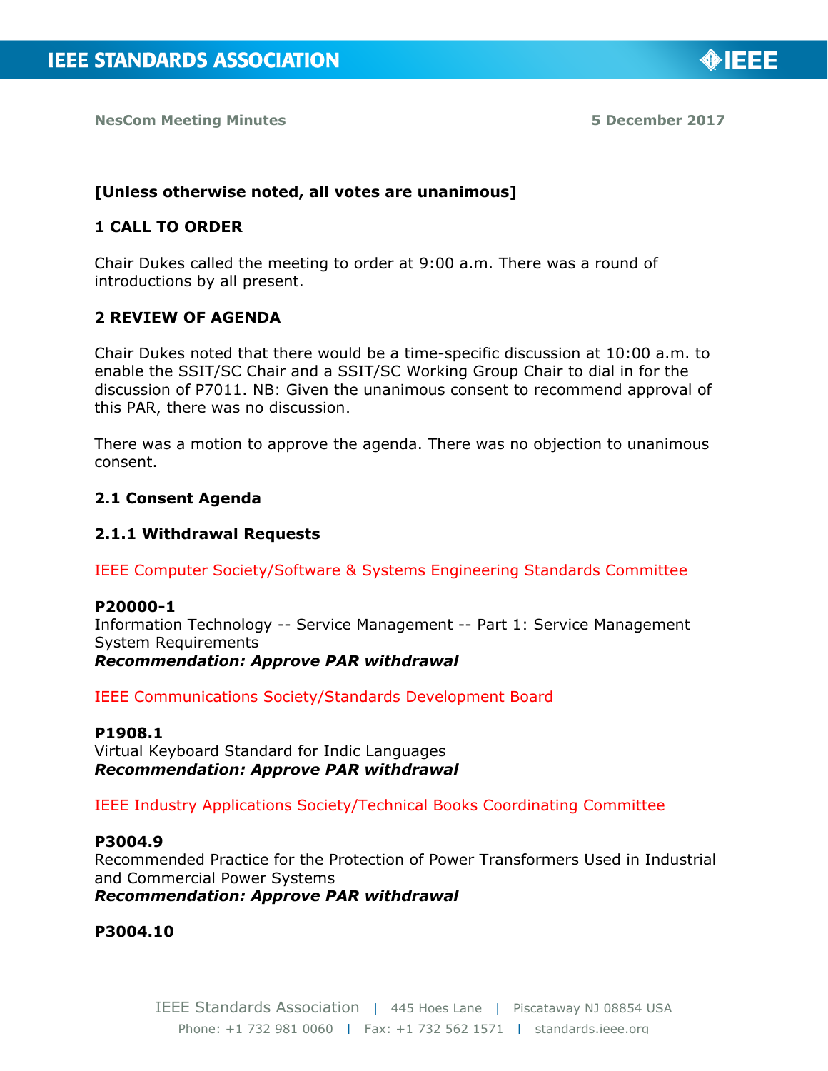NesCom Meeting Minutes 5 December 2017

**[Unless otherwise noted, all votes are unanimous]**

## 1 CALL TO ORDER

Chair Dukes called the meeting to order at 9:00 a.m. There was a round of introductions by all present.

## 2 REVIEW OF AGENDA

Chair Dukes noted that there would be a time-specific discussion at 10:00 a.m. to enable the SSIT/SC Chair and a SSIT/SC Working Group Chair to dial in for the discussion of P7011. NB: Given the unanimous consent to recommend approval of this PAR, there was no discussion.

There was a motion to approve the agenda. There was no objection to unanimous consent.

### 2.1 Consent Agenda

#### 2.1.1 Withdrawal Requests

IEEE Computer Society/Software & Systems Engineering Standards Committee

**P20000-1**
Information Technology -- Service Management -- Part 1: Service Management System Requirements
***Recommendation: Approve PAR withdrawal***

IEEE Communications Society/Standards Development Board

**P1908.1**
Virtual Keyboard Standard for Indic Languages
***Recommendation: Approve PAR withdrawal***

IEEE Industry Applications Society/Technical Books Coordinating Committee

**P3004.9**
Recommended Practice for the Protection of Power Transformers Used in Industrial and Commercial Power Systems
***Recommendation: Approve PAR withdrawal***

**P3004.10**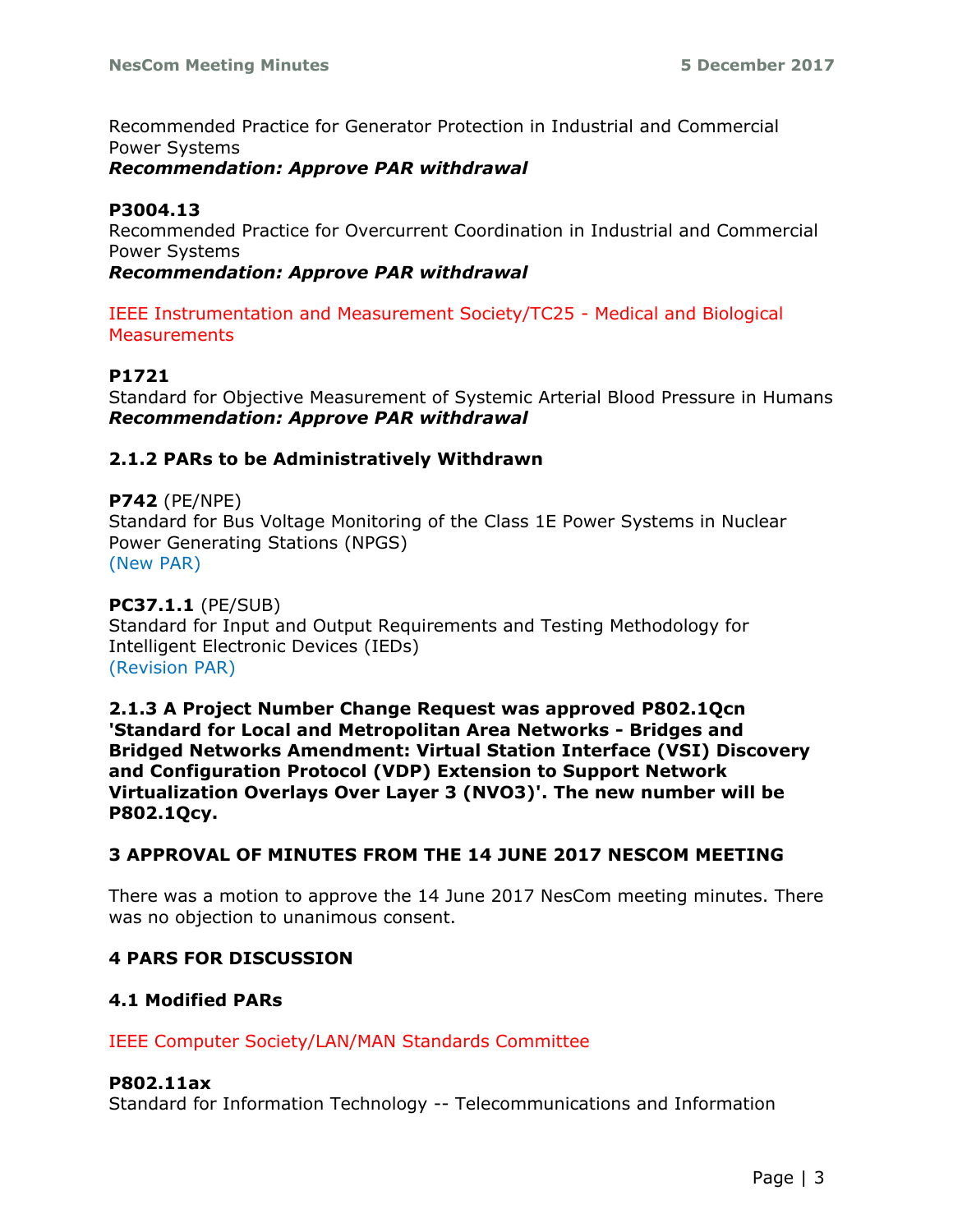Recommended Practice for Generator Protection in Industrial and Commercial Power Systems
***Recommendation: Approve PAR withdrawal***

**P3004.13**
Recommended Practice for Overcurrent Coordination in Industrial and Commercial Power Systems
***Recommendation: Approve PAR withdrawal***

IEEE Instrumentation and Measurement Society/TC25 - Medical and Biological Measurements

**P1721**
Standard for Objective Measurement of Systemic Arterial Blood Pressure in Humans
***Recommendation: Approve PAR withdrawal***

### 2.1.2 PARs to be Administratively Withdrawn

**P742** (PE/NPE)
Standard for Bus Voltage Monitoring of the Class 1E Power Systems in Nuclear Power Generating Stations (NPGS)
(New PAR)

**PC37.1.1** (PE/SUB)
Standard for Input and Output Requirements and Testing Methodology for Intelligent Electronic Devices (IEDs)
(Revision PAR)

**2.1.3 A Project Number Change Request was approved P802.1Qcn 'Standard for Local and Metropolitan Area Networks - Bridges and Bridged Networks Amendment: Virtual Station Interface (VSI) Discovery and Configuration Protocol (VDP) Extension to Support Network Virtualization Overlays Over Layer 3 (NVO3)'. The new number will be P802.1Qcy.**

## 3 APPROVAL OF MINUTES FROM THE 14 JUNE 2017 NESCOM MEETING

There was a motion to approve the 14 June 2017 NesCom meeting minutes. There was no objection to unanimous consent.

## 4 PARS FOR DISCUSSION

### 4.1 Modified PARs

IEEE Computer Society/LAN/MAN Standards Committee

**P802.11ax**
Standard for Information Technology -- Telecommunications and Information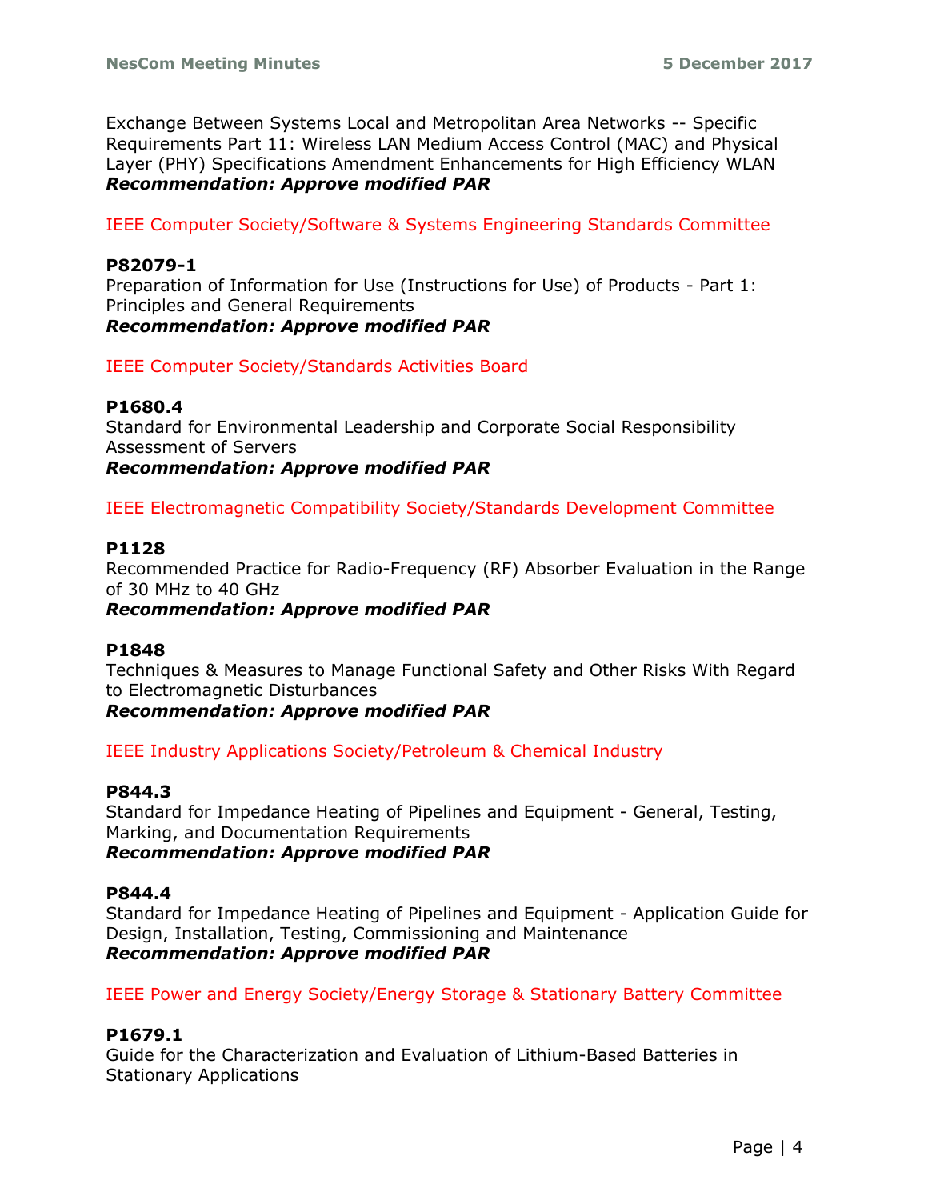Exchange Between Systems Local and Metropolitan Area Networks -- Specific Requirements Part 11: Wireless LAN Medium Access Control (MAC) and Physical Layer (PHY) Specifications Amendment Enhancements for High Efficiency WLAN
***Recommendation: Approve modified PAR***

IEEE Computer Society/Software & Systems Engineering Standards Committee

**P82079-1**
Preparation of Information for Use (Instructions for Use) of Products - Part 1: Principles and General Requirements
***Recommendation: Approve modified PAR***

IEEE Computer Society/Standards Activities Board

**P1680.4**
Standard for Environmental Leadership and Corporate Social Responsibility Assessment of Servers
***Recommendation: Approve modified PAR***

IEEE Electromagnetic Compatibility Society/Standards Development Committee

**P1128**
Recommended Practice for Radio-Frequency (RF) Absorber Evaluation in the Range of 30 MHz to 40 GHz
***Recommendation: Approve modified PAR***

**P1848**
Techniques & Measures to Manage Functional Safety and Other Risks With Regard to Electromagnetic Disturbances
***Recommendation: Approve modified PAR***

IEEE Industry Applications Society/Petroleum & Chemical Industry

**P844.3**
Standard for Impedance Heating of Pipelines and Equipment - General, Testing, Marking, and Documentation Requirements
***Recommendation: Approve modified PAR***

**P844.4**
Standard for Impedance Heating of Pipelines and Equipment - Application Guide for Design, Installation, Testing, Commissioning and Maintenance
***Recommendation: Approve modified PAR***

IEEE Power and Energy Society/Energy Storage & Stationary Battery Committee

**P1679.1**
Guide for the Characterization and Evaluation of Lithium-Based Batteries in Stationary Applications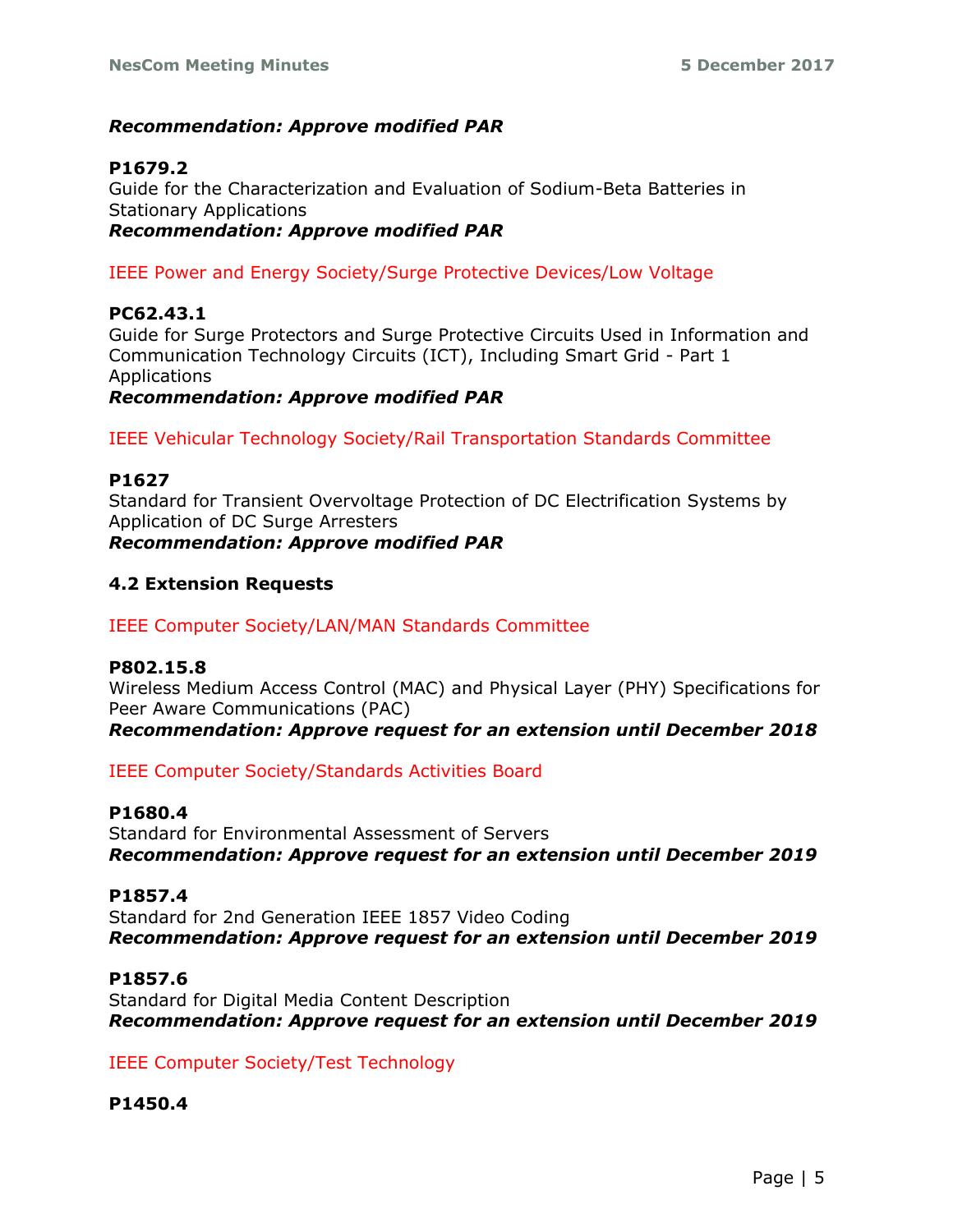***Recommendation: Approve modified PAR***

**P1679.2**
Guide for the Characterization and Evaluation of Sodium-Beta Batteries in Stationary Applications
***Recommendation: Approve modified PAR***

IEEE Power and Energy Society/Surge Protective Devices/Low Voltage

**PC62.43.1**
Guide for Surge Protectors and Surge Protective Circuits Used in Information and Communication Technology Circuits (ICT), Including Smart Grid - Part 1 Applications
***Recommendation: Approve modified PAR***

IEEE Vehicular Technology Society/Rail Transportation Standards Committee

**P1627**
Standard for Transient Overvoltage Protection of DC Electrification Systems by Application of DC Surge Arresters
***Recommendation: Approve modified PAR***

### 4.2 Extension Requests

IEEE Computer Society/LAN/MAN Standards Committee

**P802.15.8**
Wireless Medium Access Control (MAC) and Physical Layer (PHY) Specifications for Peer Aware Communications (PAC)
***Recommendation: Approve request for an extension until December 2018***

IEEE Computer Society/Standards Activities Board

**P1680.4**
Standard for Environmental Assessment of Servers
***Recommendation: Approve request for an extension until December 2019***

**P1857.4**
Standard for 2nd Generation IEEE 1857 Video Coding
***Recommendation: Approve request for an extension until December 2019***

**P1857.6**
Standard for Digital Media Content Description
***Recommendation: Approve request for an extension until December 2019***

IEEE Computer Society/Test Technology

**P1450.4**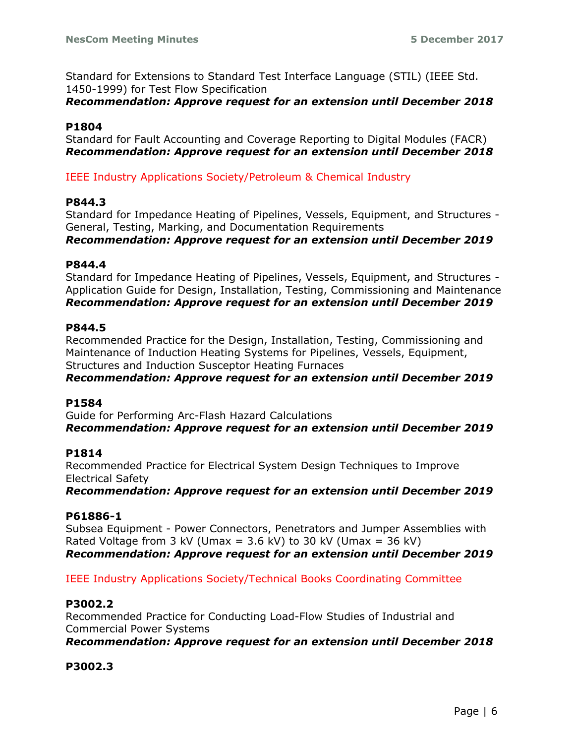Standard for Extensions to Standard Test Interface Language (STIL) (IEEE Std. 1450-1999) for Test Flow Specification
***Recommendation: Approve request for an extension until December 2018***

**P1804**
Standard for Fault Accounting and Coverage Reporting to Digital Modules (FACR)
***Recommendation: Approve request for an extension until December 2018***

IEEE Industry Applications Society/Petroleum & Chemical Industry

**P844.3**
Standard for Impedance Heating of Pipelines, Vessels, Equipment, and Structures - General, Testing, Marking, and Documentation Requirements
***Recommendation: Approve request for an extension until December 2019***

**P844.4**
Standard for Impedance Heating of Pipelines, Vessels, Equipment, and Structures - Application Guide for Design, Installation, Testing, Commissioning and Maintenance
***Recommendation: Approve request for an extension until December 2019***

**P844.5**
Recommended Practice for the Design, Installation, Testing, Commissioning and Maintenance of Induction Heating Systems for Pipelines, Vessels, Equipment, Structures and Induction Susceptor Heating Furnaces
***Recommendation: Approve request for an extension until December 2019***

**P1584**
Guide for Performing Arc-Flash Hazard Calculations
***Recommendation: Approve request for an extension until December 2019***

**P1814**
Recommended Practice for Electrical System Design Techniques to Improve Electrical Safety
***Recommendation: Approve request for an extension until December 2019***

**P61886-1**
Subsea Equipment - Power Connectors, Penetrators and Jumper Assemblies with Rated Voltage from 3 kV (Umax = 3.6 kV) to 30 kV (Umax = 36 kV)
***Recommendation: Approve request for an extension until December 2019***

IEEE Industry Applications Society/Technical Books Coordinating Committee

**P3002.2**
Recommended Practice for Conducting Load-Flow Studies of Industrial and Commercial Power Systems
***Recommendation: Approve request for an extension until December 2018***

**P3002.3**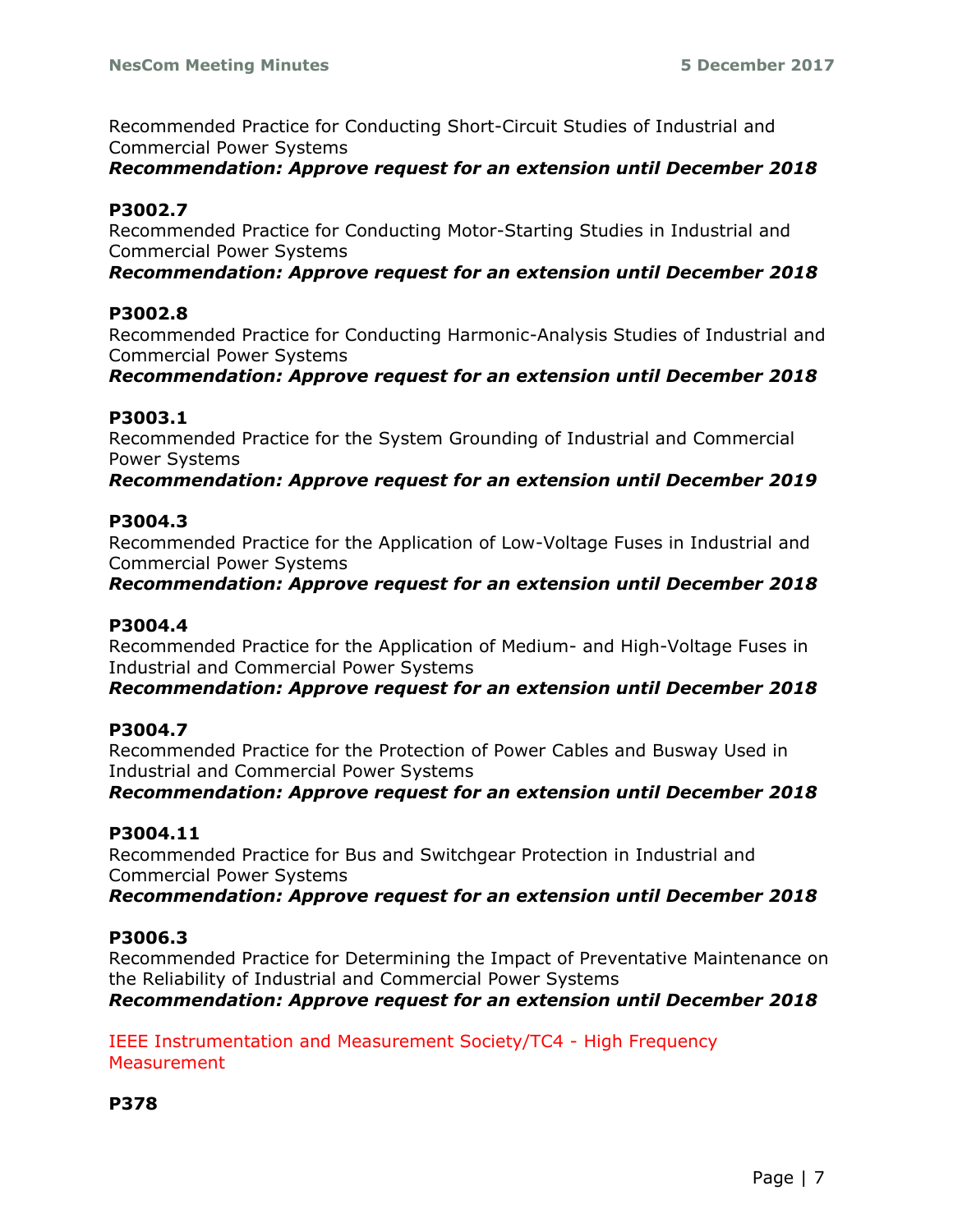Recommended Practice for Conducting Short-Circuit Studies of Industrial and Commercial Power Systems
***Recommendation: Approve request for an extension until December 2018***

**P3002.7**
Recommended Practice for Conducting Motor-Starting Studies in Industrial and Commercial Power Systems
***Recommendation: Approve request for an extension until December 2018***

**P3002.8**
Recommended Practice for Conducting Harmonic-Analysis Studies of Industrial and Commercial Power Systems
***Recommendation: Approve request for an extension until December 2018***

**P3003.1**
Recommended Practice for the System Grounding of Industrial and Commercial Power Systems
***Recommendation: Approve request for an extension until December 2019***

**P3004.3**
Recommended Practice for the Application of Low-Voltage Fuses in Industrial and Commercial Power Systems
***Recommendation: Approve request for an extension until December 2018***

**P3004.4**
Recommended Practice for the Application of Medium- and High-Voltage Fuses in Industrial and Commercial Power Systems
***Recommendation: Approve request for an extension until December 2018***

**P3004.7**
Recommended Practice for the Protection of Power Cables and Busway Used in Industrial and Commercial Power Systems
***Recommendation: Approve request for an extension until December 2018***

**P3004.11**
Recommended Practice for Bus and Switchgear Protection in Industrial and Commercial Power Systems
***Recommendation: Approve request for an extension until December 2018***

**P3006.3**
Recommended Practice for Determining the Impact of Preventative Maintenance on the Reliability of Industrial and Commercial Power Systems
***Recommendation: Approve request for an extension until December 2018***

IEEE Instrumentation and Measurement Society/TC4 - High Frequency Measurement

**P378**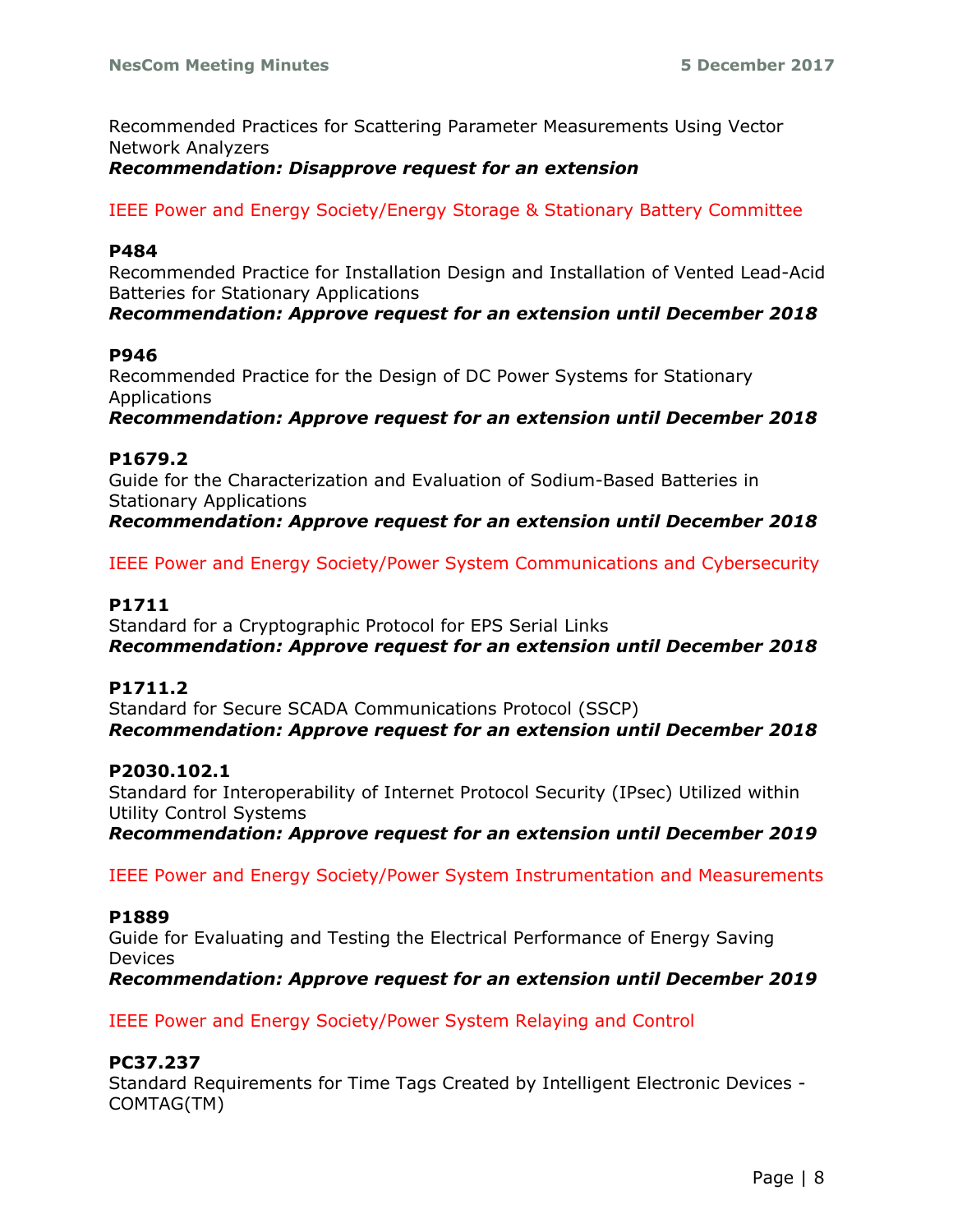Recommended Practices for Scattering Parameter Measurements Using Vector Network Analyzers
***Recommendation: Disapprove request for an extension***

IEEE Power and Energy Society/Energy Storage & Stationary Battery Committee

**P484**
Recommended Practice for Installation Design and Installation of Vented Lead-Acid Batteries for Stationary Applications
***Recommendation: Approve request for an extension until December 2018***

**P946**
Recommended Practice for the Design of DC Power Systems for Stationary Applications
***Recommendation: Approve request for an extension until December 2018***

**P1679.2**
Guide for the Characterization and Evaluation of Sodium-Based Batteries in Stationary Applications
***Recommendation: Approve request for an extension until December 2018***

IEEE Power and Energy Society/Power System Communications and Cybersecurity

**P1711**
Standard for a Cryptographic Protocol for EPS Serial Links
***Recommendation: Approve request for an extension until December 2018***

**P1711.2**
Standard for Secure SCADA Communications Protocol (SSCP)
***Recommendation: Approve request for an extension until December 2018***

**P2030.102.1**
Standard for Interoperability of Internet Protocol Security (IPsec) Utilized within Utility Control Systems
***Recommendation: Approve request for an extension until December 2019***

IEEE Power and Energy Society/Power System Instrumentation and Measurements

**P1889**
Guide for Evaluating and Testing the Electrical Performance of Energy Saving Devices
***Recommendation: Approve request for an extension until December 2019***

IEEE Power and Energy Society/Power System Relaying and Control

**PC37.237**
Standard Requirements for Time Tags Created by Intelligent Electronic Devices - COMTAG(TM)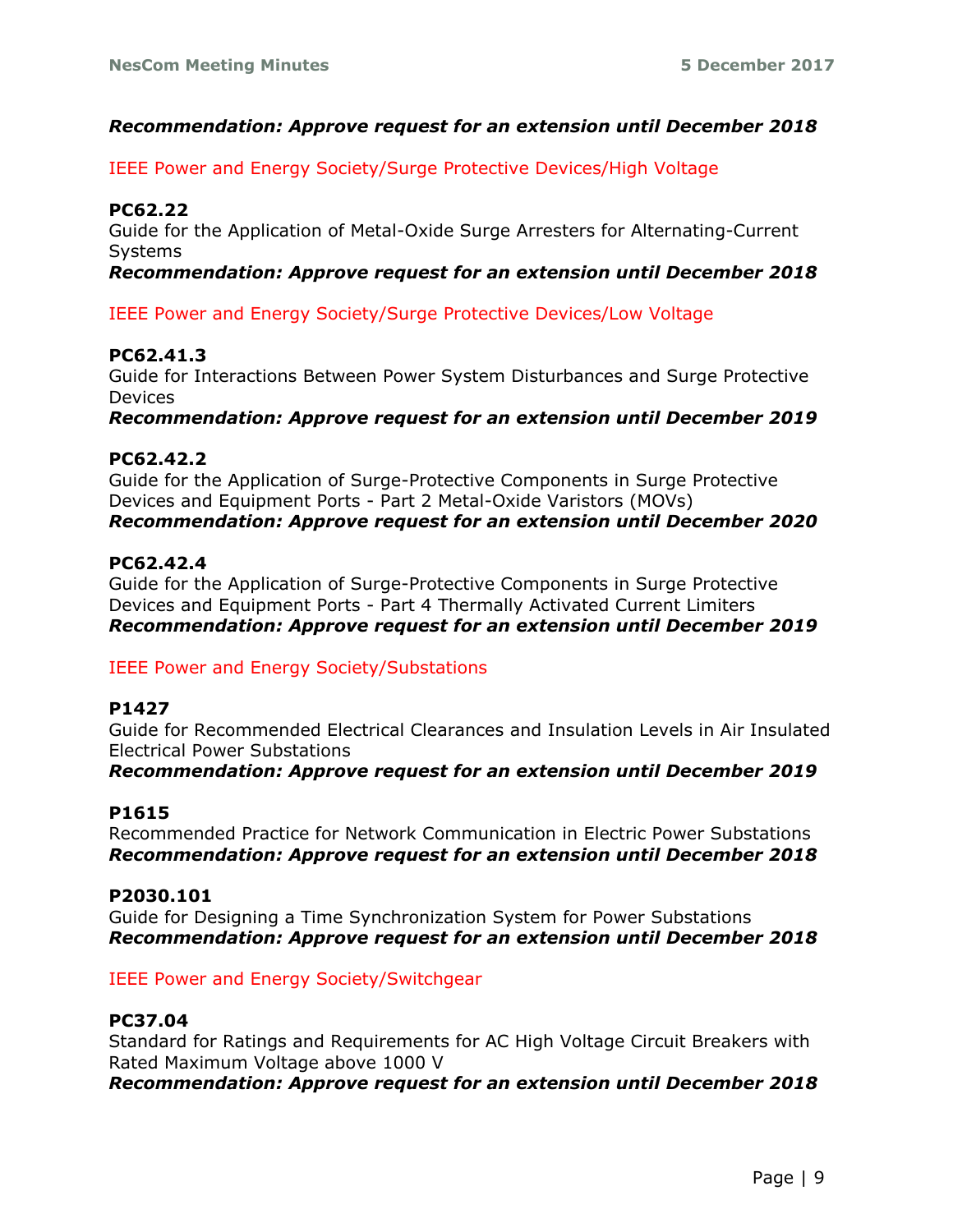***Recommendation: Approve request for an extension until December 2018***

IEEE Power and Energy Society/Surge Protective Devices/High Voltage

**PC62.22**
Guide for the Application of Metal-Oxide Surge Arresters for Alternating-Current Systems
***Recommendation: Approve request for an extension until December 2018***

IEEE Power and Energy Society/Surge Protective Devices/Low Voltage

**PC62.41.3**
Guide for Interactions Between Power System Disturbances and Surge Protective Devices
***Recommendation: Approve request for an extension until December 2019***

**PC62.42.2**
Guide for the Application of Surge-Protective Components in Surge Protective Devices and Equipment Ports - Part 2 Metal-Oxide Varistors (MOVs)
***Recommendation: Approve request for an extension until December 2020***

**PC62.42.4**
Guide for the Application of Surge-Protective Components in Surge Protective Devices and Equipment Ports - Part 4 Thermally Activated Current Limiters
***Recommendation: Approve request for an extension until December 2019***

IEEE Power and Energy Society/Substations

**P1427**
Guide for Recommended Electrical Clearances and Insulation Levels in Air Insulated Electrical Power Substations
***Recommendation: Approve request for an extension until December 2019***

**P1615**
Recommended Practice for Network Communication in Electric Power Substations
***Recommendation: Approve request for an extension until December 2018***

**P2030.101**
Guide for Designing a Time Synchronization System for Power Substations
***Recommendation: Approve request for an extension until December 2018***

IEEE Power and Energy Society/Switchgear

**PC37.04**
Standard for Ratings and Requirements for AC High Voltage Circuit Breakers with Rated Maximum Voltage above 1000 V
***Recommendation: Approve request for an extension until December 2018***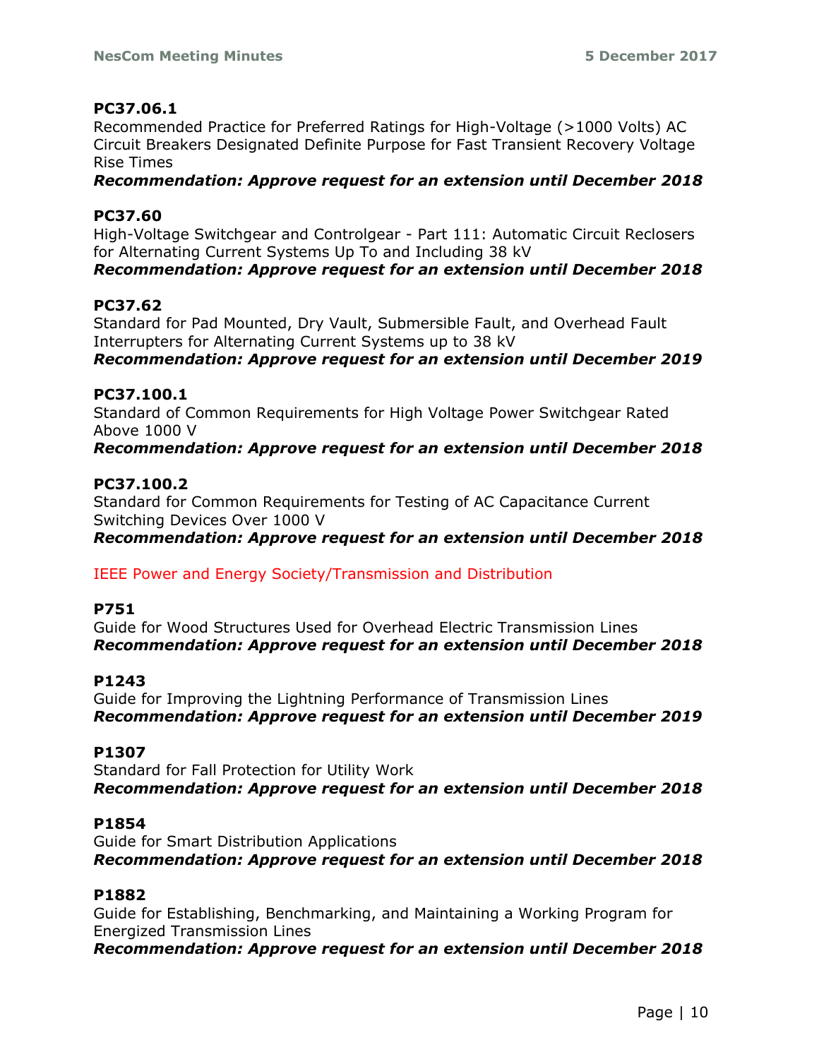**PC37.06.1**
Recommended Practice for Preferred Ratings for High-Voltage (>1000 Volts) AC Circuit Breakers Designated Definite Purpose for Fast Transient Recovery Voltage Rise Times
***Recommendation: Approve request for an extension until December 2018***

**PC37.60**
High-Voltage Switchgear and Controlgear - Part 111: Automatic Circuit Reclosers for Alternating Current Systems Up To and Including 38 kV
***Recommendation: Approve request for an extension until December 2018***

**PC37.62**
Standard for Pad Mounted, Dry Vault, Submersible Fault, and Overhead Fault Interrupters for Alternating Current Systems up to 38 kV
***Recommendation: Approve request for an extension until December 2019***

**PC37.100.1**
Standard of Common Requirements for High Voltage Power Switchgear Rated Above 1000 V
***Recommendation: Approve request for an extension until December 2018***

**PC37.100.2**
Standard for Common Requirements for Testing of AC Capacitance Current Switching Devices Over 1000 V
***Recommendation: Approve request for an extension until December 2018***

IEEE Power and Energy Society/Transmission and Distribution

**P751**
Guide for Wood Structures Used for Overhead Electric Transmission Lines
***Recommendation: Approve request for an extension until December 2018***

**P1243**
Guide for Improving the Lightning Performance of Transmission Lines
***Recommendation: Approve request for an extension until December 2019***

**P1307**
Standard for Fall Protection for Utility Work
***Recommendation: Approve request for an extension until December 2018***

**P1854**
Guide for Smart Distribution Applications
***Recommendation: Approve request for an extension until December 2018***

**P1882**
Guide for Establishing, Benchmarking, and Maintaining a Working Program for Energized Transmission Lines
***Recommendation: Approve request for an extension until December 2018***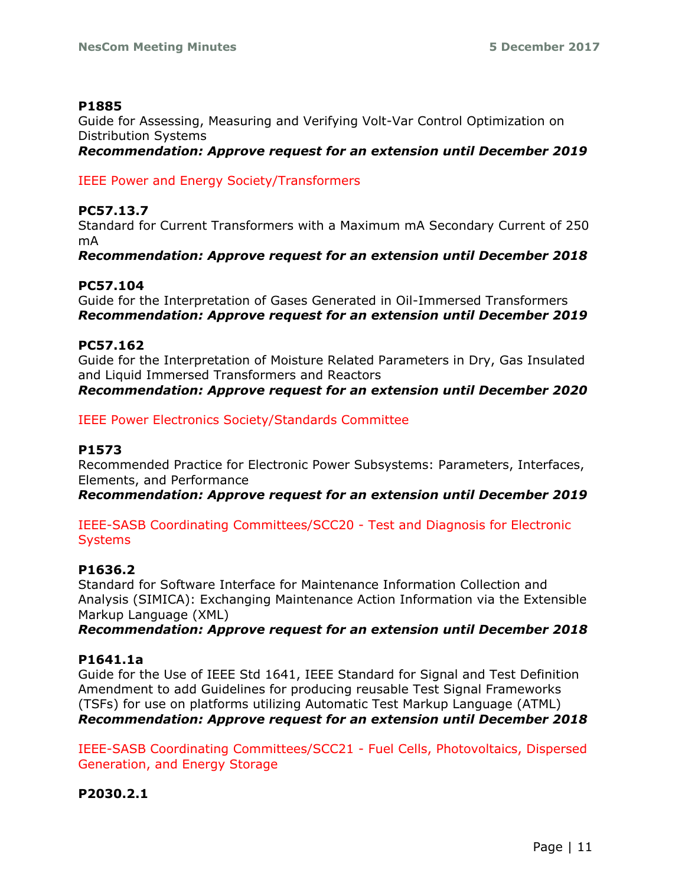**P1885**
Guide for Assessing, Measuring and Verifying Volt-Var Control Optimization on Distribution Systems
***Recommendation: Approve request for an extension until December 2019***

IEEE Power and Energy Society/Transformers

**PC57.13.7**
Standard for Current Transformers with a Maximum mA Secondary Current of 250 mA
***Recommendation: Approve request for an extension until December 2018***

**PC57.104**
Guide for the Interpretation of Gases Generated in Oil-Immersed Transformers
***Recommendation: Approve request for an extension until December 2019***

**PC57.162**
Guide for the Interpretation of Moisture Related Parameters in Dry, Gas Insulated and Liquid Immersed Transformers and Reactors
***Recommendation: Approve request for an extension until December 2020***

IEEE Power Electronics Society/Standards Committee

**P1573**
Recommended Practice for Electronic Power Subsystems: Parameters, Interfaces, Elements, and Performance
***Recommendation: Approve request for an extension until December 2019***

IEEE-SASB Coordinating Committees/SCC20 - Test and Diagnosis for Electronic Systems

**P1636.2**
Standard for Software Interface for Maintenance Information Collection and Analysis (SIMICA): Exchanging Maintenance Action Information via the Extensible Markup Language (XML)
***Recommendation: Approve request for an extension until December 2018***

**P1641.1a**
Guide for the Use of IEEE Std 1641, IEEE Standard for Signal and Test Definition Amendment to add Guidelines for producing reusable Test Signal Frameworks (TSFs) for use on platforms utilizing Automatic Test Markup Language (ATML)
***Recommendation: Approve request for an extension until December 2018***

IEEE-SASB Coordinating Committees/SCC21 - Fuel Cells, Photovoltaics, Dispersed Generation, and Energy Storage

**P2030.2.1**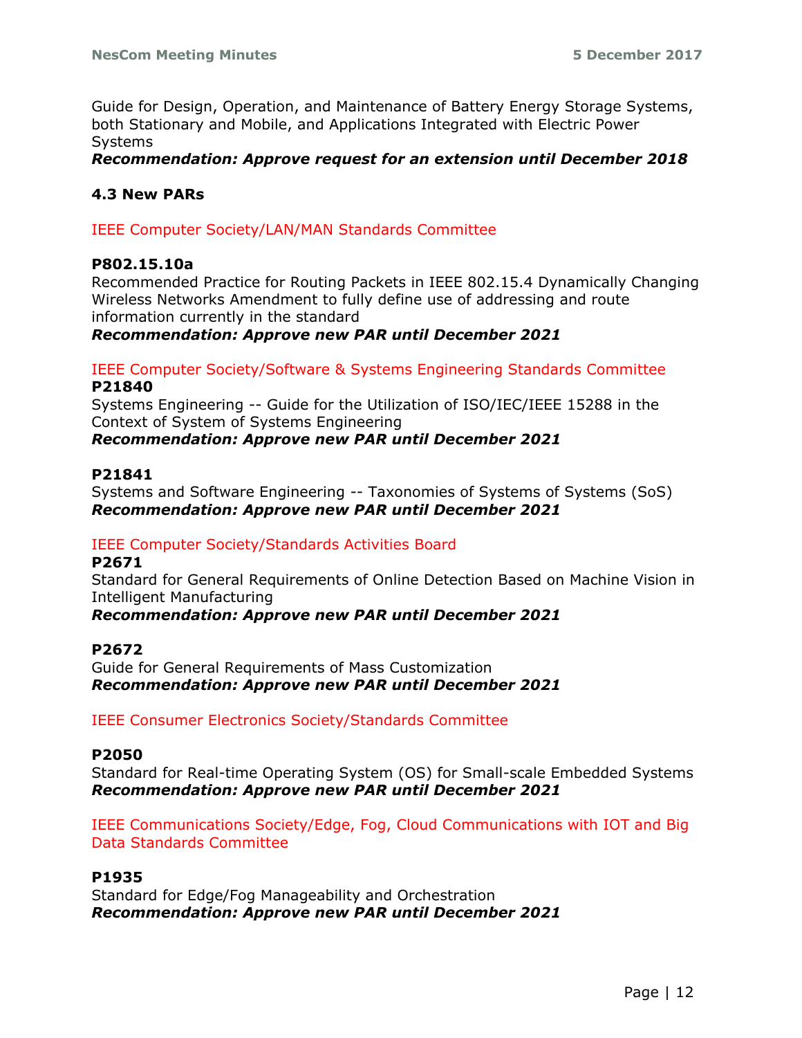Guide for Design, Operation, and Maintenance of Battery Energy Storage Systems, both Stationary and Mobile, and Applications Integrated with Electric Power Systems
***Recommendation: Approve request for an extension until December 2018***

### 4.3 New PARs

IEEE Computer Society/LAN/MAN Standards Committee

**P802.15.10a**
Recommended Practice for Routing Packets in IEEE 802.15.4 Dynamically Changing Wireless Networks Amendment to fully define use of addressing and route information currently in the standard
***Recommendation: Approve new PAR until December 2021***

IEEE Computer Society/Software & Systems Engineering Standards Committee
**P21840**
Systems Engineering -- Guide for the Utilization of ISO/IEC/IEEE 15288 in the Context of System of Systems Engineering
***Recommendation: Approve new PAR until December 2021***

**P21841**
Systems and Software Engineering -- Taxonomies of Systems of Systems (SoS)
***Recommendation: Approve new PAR until December 2021***

IEEE Computer Society/Standards Activities Board
**P2671**
Standard for General Requirements of Online Detection Based on Machine Vision in Intelligent Manufacturing
***Recommendation: Approve new PAR until December 2021***

**P2672**
Guide for General Requirements of Mass Customization
***Recommendation: Approve new PAR until December 2021***

IEEE Consumer Electronics Society/Standards Committee

**P2050**
Standard for Real-time Operating System (OS) for Small-scale Embedded Systems
***Recommendation: Approve new PAR until December 2021***

IEEE Communications Society/Edge, Fog, Cloud Communications with IOT and Big Data Standards Committee

**P1935**
Standard for Edge/Fog Manageability and Orchestration
***Recommendation: Approve new PAR until December 2021***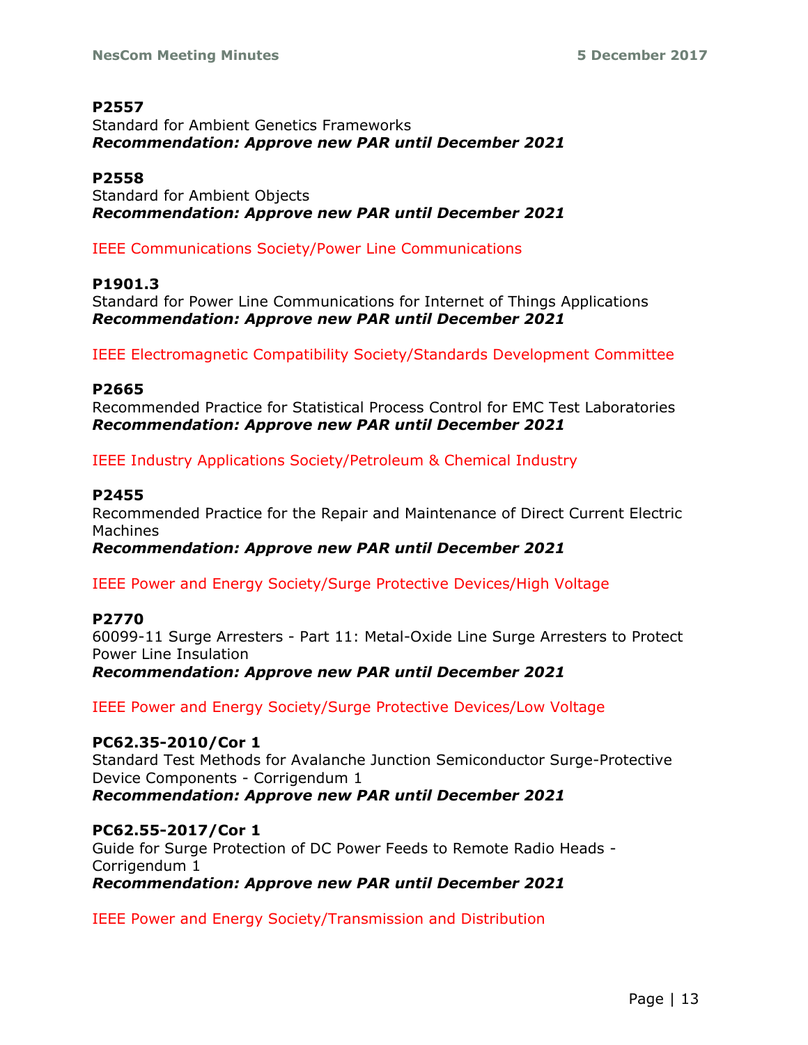**P2557**
Standard for Ambient Genetics Frameworks
***Recommendation: Approve new PAR until December 2021***

**P2558**
Standard for Ambient Objects
***Recommendation: Approve new PAR until December 2021***

IEEE Communications Society/Power Line Communications

**P1901.3**
Standard for Power Line Communications for Internet of Things Applications
***Recommendation: Approve new PAR until December 2021***

IEEE Electromagnetic Compatibility Society/Standards Development Committee

**P2665**
Recommended Practice for Statistical Process Control for EMC Test Laboratories
***Recommendation: Approve new PAR until December 2021***

IEEE Industry Applications Society/Petroleum & Chemical Industry

**P2455**
Recommended Practice for the Repair and Maintenance of Direct Current Electric Machines
***Recommendation: Approve new PAR until December 2021***

IEEE Power and Energy Society/Surge Protective Devices/High Voltage

**P2770**
60099-11 Surge Arresters - Part 11: Metal-Oxide Line Surge Arresters to Protect Power Line Insulation
***Recommendation: Approve new PAR until December 2021***

IEEE Power and Energy Society/Surge Protective Devices/Low Voltage

**PC62.35-2010/Cor 1**
Standard Test Methods for Avalanche Junction Semiconductor Surge-Protective Device Components - Corrigendum 1
***Recommendation: Approve new PAR until December 2021***

**PC62.55-2017/Cor 1**
Guide for Surge Protection of DC Power Feeds to Remote Radio Heads - Corrigendum 1
***Recommendation: Approve new PAR until December 2021***

IEEE Power and Energy Society/Transmission and Distribution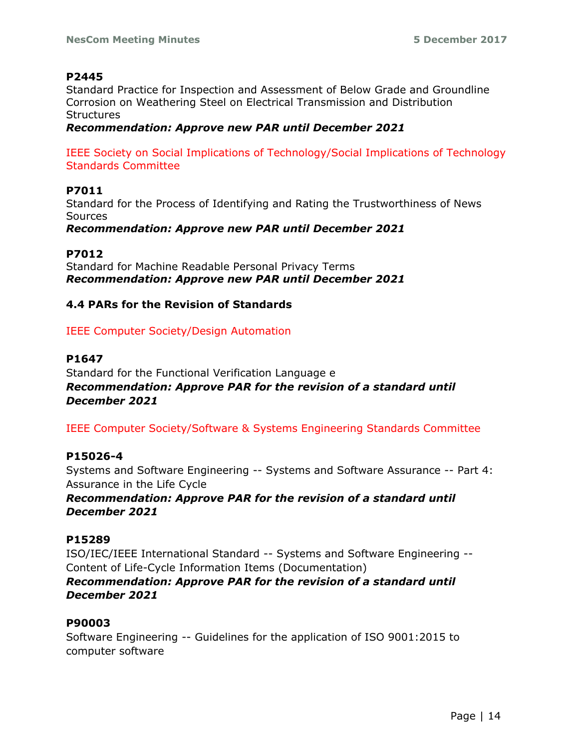**P2445**
Standard Practice for Inspection and Assessment of Below Grade and Groundline Corrosion on Weathering Steel on Electrical Transmission and Distribution Structures
***Recommendation: Approve new PAR until December 2021***

IEEE Society on Social Implications of Technology/Social Implications of Technology Standards Committee

**P7011**
Standard for the Process of Identifying and Rating the Trustworthiness of News Sources
***Recommendation: Approve new PAR until December 2021***

**P7012**
Standard for Machine Readable Personal Privacy Terms
***Recommendation: Approve new PAR until December 2021***

### 4.4 PARs for the Revision of Standards

IEEE Computer Society/Design Automation

**P1647**
Standard for the Functional Verification Language e
***Recommendation: Approve PAR for the revision of a standard until December 2021***

IEEE Computer Society/Software & Systems Engineering Standards Committee

**P15026-4**
Systems and Software Engineering -- Systems and Software Assurance -- Part 4: Assurance in the Life Cycle
***Recommendation: Approve PAR for the revision of a standard until December 2021***

**P15289**
ISO/IEC/IEEE International Standard -- Systems and Software Engineering -- Content of Life-Cycle Information Items (Documentation)
***Recommendation: Approve PAR for the revision of a standard until December 2021***

**P90003**
Software Engineering -- Guidelines for the application of ISO 9001:2015 to computer software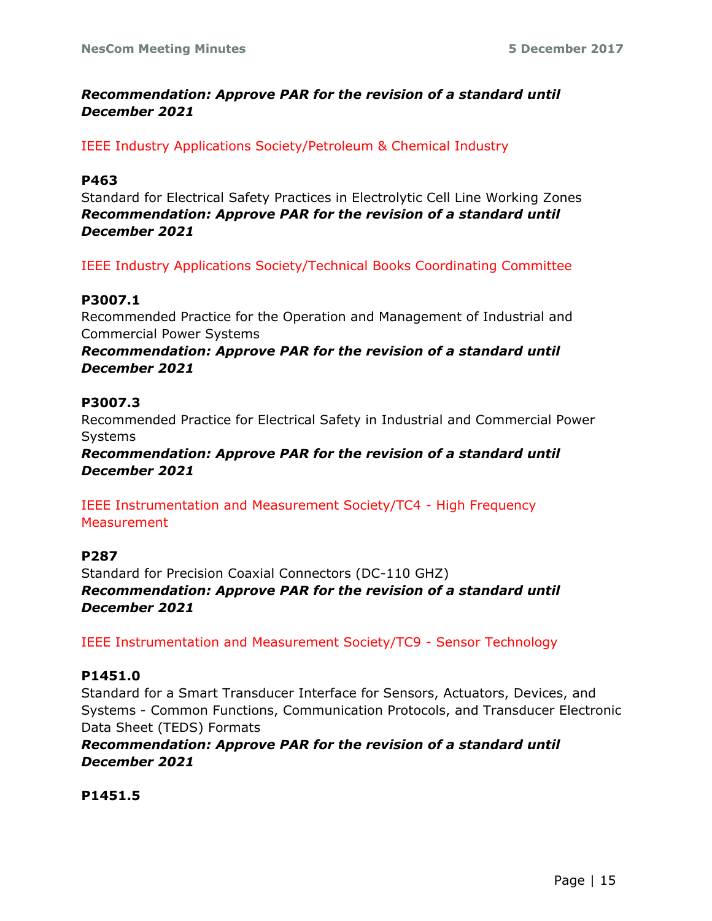***Recommendation: Approve PAR for the revision of a standard until December 2021***

IEEE Industry Applications Society/Petroleum & Chemical Industry

**P463**
Standard for Electrical Safety Practices in Electrolytic Cell Line Working Zones
***Recommendation: Approve PAR for the revision of a standard until December 2021***

IEEE Industry Applications Society/Technical Books Coordinating Committee

**P3007.1**
Recommended Practice for the Operation and Management of Industrial and Commercial Power Systems
***Recommendation: Approve PAR for the revision of a standard until December 2021***

**P3007.3**
Recommended Practice for Electrical Safety in Industrial and Commercial Power Systems
***Recommendation: Approve PAR for the revision of a standard until December 2021***

IEEE Instrumentation and Measurement Society/TC4 - High Frequency Measurement

**P287**
Standard for Precision Coaxial Connectors (DC-110 GHZ)
***Recommendation: Approve PAR for the revision of a standard until December 2021***

IEEE Instrumentation and Measurement Society/TC9 - Sensor Technology

**P1451.0**
Standard for a Smart Transducer Interface for Sensors, Actuators, Devices, and Systems - Common Functions, Communication Protocols, and Transducer Electronic Data Sheet (TEDS) Formats
***Recommendation: Approve PAR for the revision of a standard until December 2021***

**P1451.5**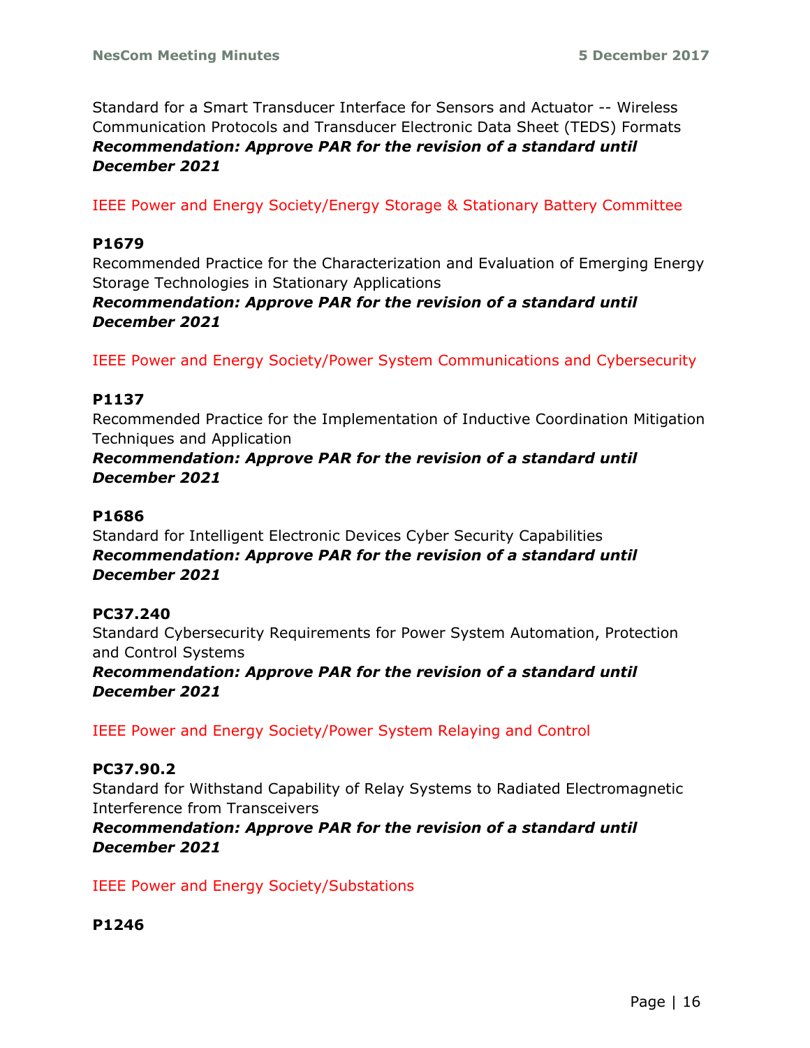Standard for a Smart Transducer Interface for Sensors and Actuator -- Wireless Communication Protocols and Transducer Electronic Data Sheet (TEDS) Formats

***Recommendation: Approve PAR for the revision of a standard until December 2021***

IEEE Power and Energy Society/Energy Storage & Stationary Battery Committee

**P1679**

Recommended Practice for the Characterization and Evaluation of Emerging Energy Storage Technologies in Stationary Applications

***Recommendation: Approve PAR for the revision of a standard until December 2021***

IEEE Power and Energy Society/Power System Communications and Cybersecurity

**P1137**

Recommended Practice for the Implementation of Inductive Coordination Mitigation Techniques and Application

***Recommendation: Approve PAR for the revision of a standard until December 2021***

**P1686**

Standard for Intelligent Electronic Devices Cyber Security Capabilities

***Recommendation: Approve PAR for the revision of a standard until December 2021***

**PC37.240**

Standard Cybersecurity Requirements for Power System Automation, Protection and Control Systems

***Recommendation: Approve PAR for the revision of a standard until December 2021***

IEEE Power and Energy Society/Power System Relaying and Control

**PC37.90.2**

Standard for Withstand Capability of Relay Systems to Radiated Electromagnetic Interference from Transceivers

***Recommendation: Approve PAR for the revision of a standard until December 2021***

IEEE Power and Energy Society/Substations

**P1246**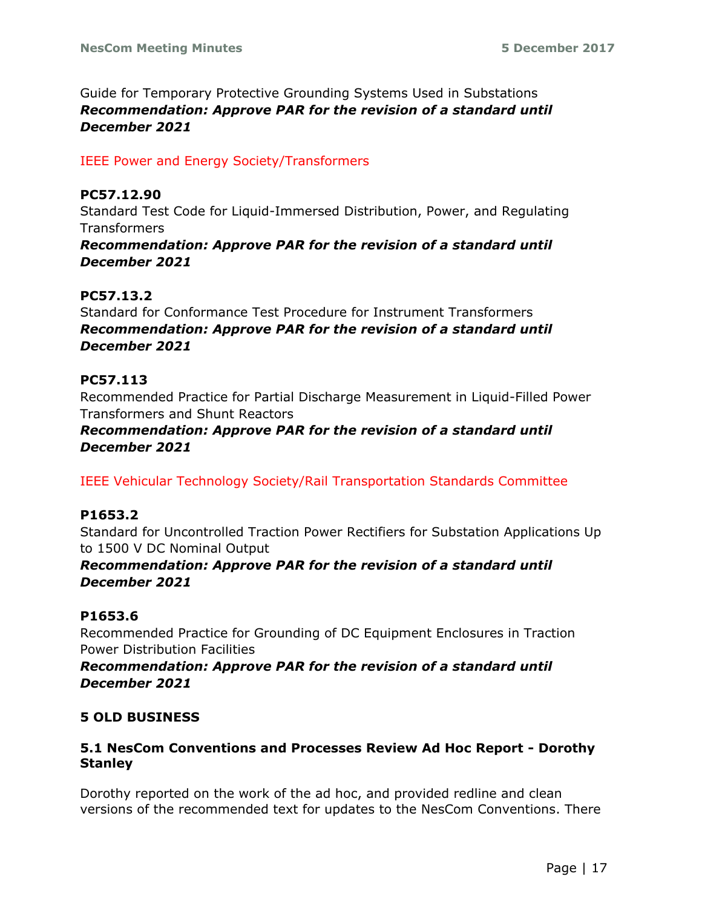Guide for Temporary Protective Grounding Systems Used in Substations
***Recommendation: Approve PAR for the revision of a standard until December 2021***

IEEE Power and Energy Society/Transformers

**PC57.12.90**
Standard Test Code for Liquid-Immersed Distribution, Power, and Regulating Transformers
***Recommendation: Approve PAR for the revision of a standard until December 2021***

**PC57.13.2**
Standard for Conformance Test Procedure for Instrument Transformers
***Recommendation: Approve PAR for the revision of a standard until December 2021***

**PC57.113**
Recommended Practice for Partial Discharge Measurement in Liquid-Filled Power Transformers and Shunt Reactors
***Recommendation: Approve PAR for the revision of a standard until December 2021***

IEEE Vehicular Technology Society/Rail Transportation Standards Committee

**P1653.2**
Standard for Uncontrolled Traction Power Rectifiers for Substation Applications Up to 1500 V DC Nominal Output
***Recommendation: Approve PAR for the revision of a standard until December 2021***

**P1653.6**
Recommended Practice for Grounding of DC Equipment Enclosures in Traction Power Distribution Facilities
***Recommendation: Approve PAR for the revision of a standard until December 2021***

## 5 OLD BUSINESS

### 5.1 NesCom Conventions and Processes Review Ad Hoc Report - Dorothy Stanley

Dorothy reported on the work of the ad hoc, and provided redline and clean versions of the recommended text for updates to the NesCom Conventions. There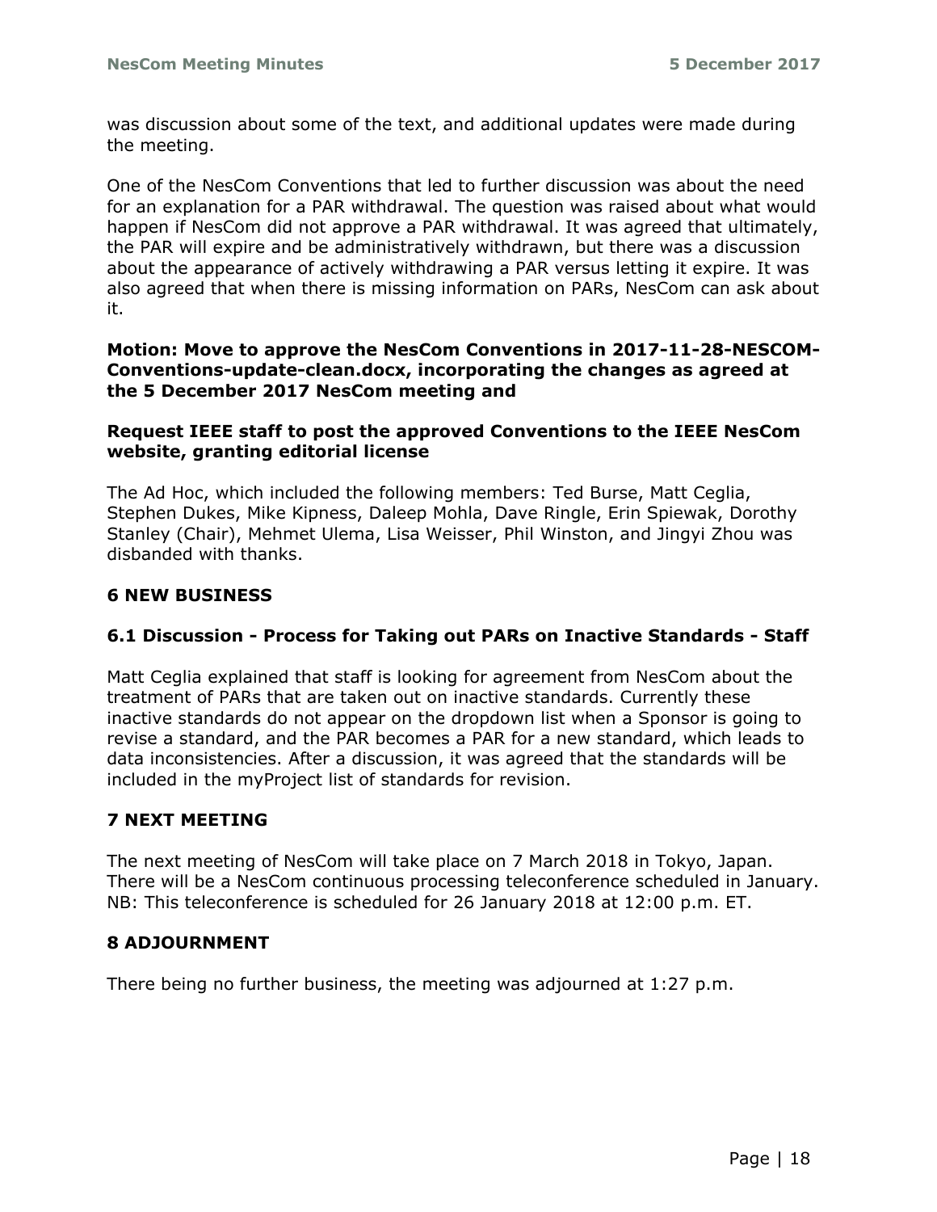was discussion about some of the text, and additional updates were made during the meeting.

One of the NesCom Conventions that led to further discussion was about the need for an explanation for a PAR withdrawal. The question was raised about what would happen if NesCom did not approve a PAR withdrawal. It was agreed that ultimately, the PAR will expire and be administratively withdrawn, but there was a discussion about the appearance of actively withdrawing a PAR versus letting it expire. It was also agreed that when there is missing information on PARs, NesCom can ask about it.

**Motion: Move to approve the NesCom Conventions in 2017-11-28-NESCOM-Conventions-update-clean.docx, incorporating the changes as agreed at the 5 December 2017 NesCom meeting and**

**Request IEEE staff to post the approved Conventions to the IEEE NesCom website, granting editorial license**

The Ad Hoc, which included the following members: Ted Burse, Matt Ceglia, Stephen Dukes, Mike Kipness, Daleep Mohla, Dave Ringle, Erin Spiewak, Dorothy Stanley (Chair), Mehmet Ulema, Lisa Weisser, Phil Winston, and Jingyi Zhou was disbanded with thanks.

## 6 NEW BUSINESS

### 6.1 Discussion - Process for Taking out PARs on Inactive Standards - Staff

Matt Ceglia explained that staff is looking for agreement from NesCom about the treatment of PARs that are taken out on inactive standards. Currently these inactive standards do not appear on the dropdown list when a Sponsor is going to revise a standard, and the PAR becomes a PAR for a new standard, which leads to data inconsistencies. After a discussion, it was agreed that the standards will be included in the myProject list of standards for revision.

## 7 NEXT MEETING

The next meeting of NesCom will take place on 7 March 2018 in Tokyo, Japan. There will be a NesCom continuous processing teleconference scheduled in January. NB: This teleconference is scheduled for 26 January 2018 at 12:00 p.m. ET.

## 8 ADJOURNMENT

There being no further business, the meeting was adjourned at 1:27 p.m.